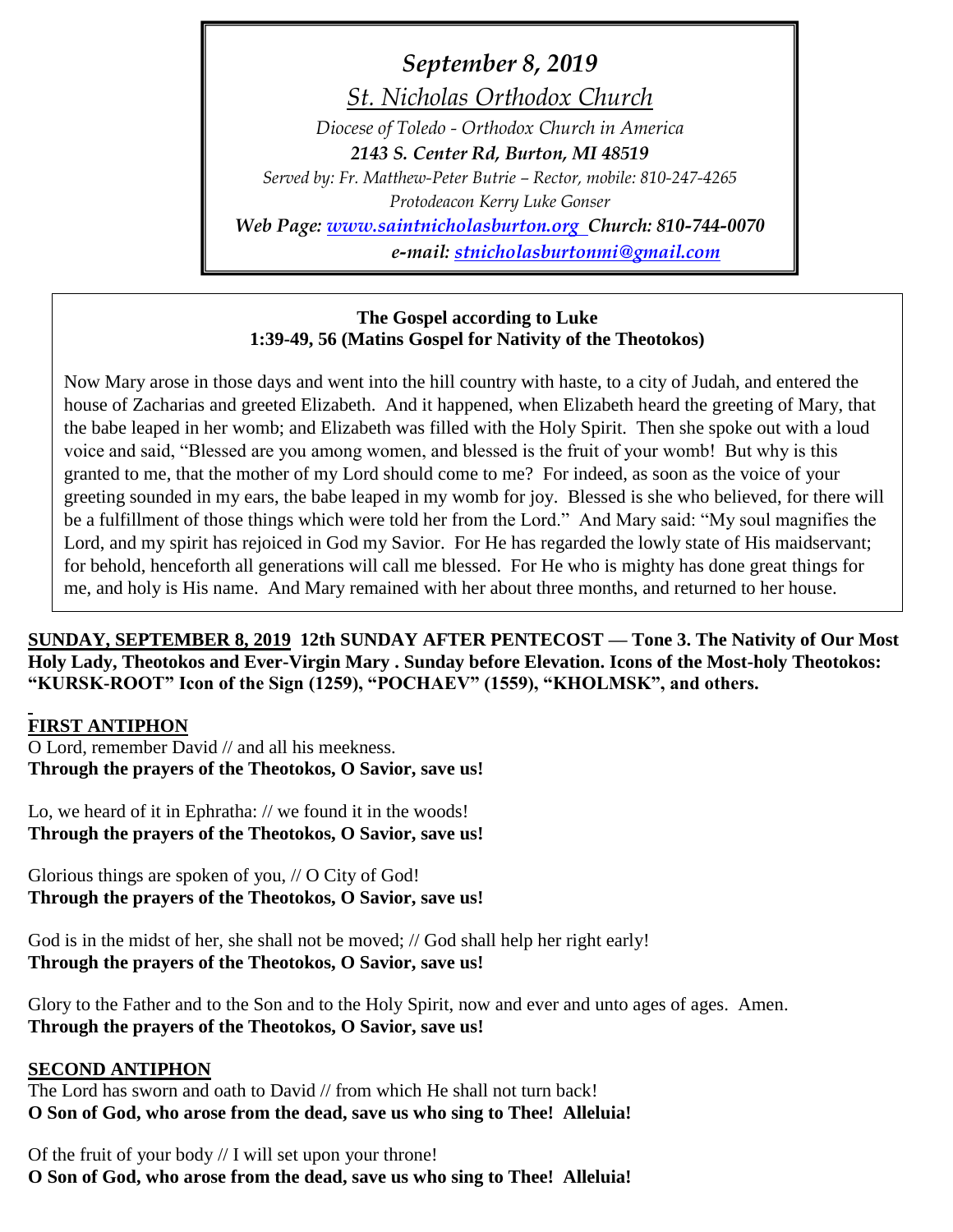*September 8, 2019*

*St. Nicholas Orthodox Church*

*Diocese of Toledo - Orthodox Church in America*

***2143 S. Center Rd, Burton, MI 48519***

*Served by: Fr. Matthew-Peter Butrie – Rector, mobile: 810-247-4265*

*Protodeacon Kerry Luke Gonser*

***Web Page: [www.saintnicholasburton.org](http://www.saintnicholasburton.org) Church: 810-744-0070***

***e-mail: [stnicholasburtonmi@gmail.com](mailto:stnicholasburtonmi@gmail.com)***

**The Gospel according to Luke**
**1:39-49, 56 (Matins Gospel for Nativity of the Theotokos)**

Now Mary arose in those days and went into the hill country with haste, to a city of Judah, and entered the house of Zacharias and greeted Elizabeth. And it happened, when Elizabeth heard the greeting of Mary, that the babe leaped in her womb; and Elizabeth was filled with the Holy Spirit. Then she spoke out with a loud voice and said, "Blessed are you among women, and blessed is the fruit of your womb! But why is this granted to me, that the mother of my Lord should come to me? For indeed, as soon as the voice of your greeting sounded in my ears, the babe leaped in my womb for joy. Blessed is she who believed, for there will be a fulfillment of those things which were told her from the Lord." And Mary said: "My soul magnifies the Lord, and my spirit has rejoiced in God my Savior. For He has regarded the lowly state of His maidservant; for behold, henceforth all generations will call me blessed. For He who is mighty has done great things for me, and holy is His name. And Mary remained with her about three months, and returned to her house.

**SUNDAY, SEPTEMBER 8, 2019 12th SUNDAY AFTER PENTECOST — Tone 3. The Nativity of Our Most Holy Lady, Theotokos and Ever-Virgin Mary . Sunday before Elevation. Icons of the Most-holy Theotokos: "KURSK-ROOT" Icon of the Sign (1259), "POCHAEV" (1559), "KHOLMSK", and others.**

**FIRST ANTIPHON**

O Lord, remember David // and all his meekness.
**Through the prayers of the Theotokos, O Savior, save us!**

Lo, we heard of it in Ephratha: // we found it in the woods!
**Through the prayers of the Theotokos, O Savior, save us!**

Glorious things are spoken of you, // O City of God!
**Through the prayers of the Theotokos, O Savior, save us!**

God is in the midst of her, she shall not be moved; // God shall help her right early!
**Through the prayers of the Theotokos, O Savior, save us!**

Glory to the Father and to the Son and to the Holy Spirit, now and ever and unto ages of ages. Amen.
**Through the prayers of the Theotokos, O Savior, save us!**

**SECOND ANTIPHON**

The Lord has sworn and oath to David // from which He shall not turn back!
**O Son of God, who arose from the dead, save us who sing to Thee! Alleluia!**

Of the fruit of your body // I will set upon your throne!
**O Son of God, who arose from the dead, save us who sing to Thee! Alleluia!**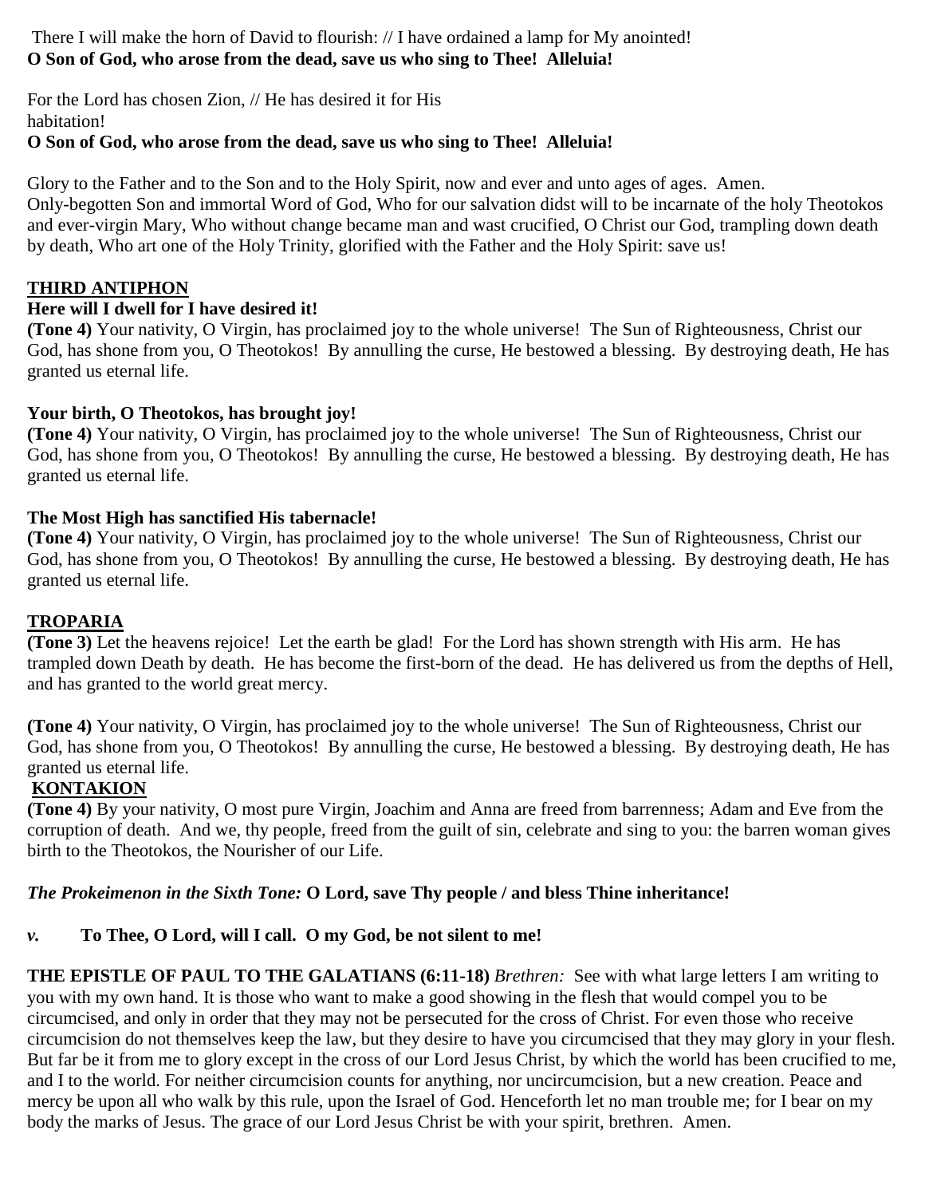There I will make the horn of David to flourish: // I have ordained a lamp for My anointed!
**O Son of God, who arose from the dead, save us who sing to Thee!  Alleluia!**

For the Lord has chosen Zion, // He has desired it for His habitation!
**O Son of God, who arose from the dead, save us who sing to Thee!  Alleluia!**

Glory to the Father and to the Son and to the Holy Spirit, now and ever and unto ages of ages.  Amen.
Only-begotten Son and immortal Word of God, Who for our salvation didst will to be incarnate of the holy Theotokos and ever-virgin Mary, Who without change became man and wast crucified, O Christ our God, trampling down death by death, Who art one of the Holy Trinity, glorified with the Father and the Holy Spirit: save us!

## THIRD ANTIPHON

**Here will I dwell for I have desired it!**
**(Tone 4)** Your nativity, O Virgin, has proclaimed joy to the whole universe!  The Sun of Righteousness, Christ our God, has shone from you, O Theotokos!  By annulling the curse, He bestowed a blessing.  By destroying death, He has granted us eternal life.

**Your birth, O Theotokos, has brought joy!**
**(Tone 4)** Your nativity, O Virgin, has proclaimed joy to the whole universe!  The Sun of Righteousness, Christ our God, has shone from you, O Theotokos!  By annulling the curse, He bestowed a blessing.  By destroying death, He has granted us eternal life.

**The Most High has sanctified His tabernacle!**
**(Tone 4)** Your nativity, O Virgin, has proclaimed joy to the whole universe!  The Sun of Righteousness, Christ our God, has shone from you, O Theotokos!  By annulling the curse, He bestowed a blessing.  By destroying death, He has granted us eternal life.

## TROPARIA

**(Tone 3)** Let the heavens rejoice!  Let the earth be glad!  For the Lord has shown strength with His arm.  He has trampled down Death by death.  He has become the first-born of the dead.  He has delivered us from the depths of Hell, and has granted to the world great mercy.

**(Tone 4)** Your nativity, O Virgin, has proclaimed joy to the whole universe!  The Sun of Righteousness, Christ our God, has shone from you, O Theotokos!  By annulling the curse, He bestowed a blessing.  By destroying death, He has granted us eternal life.

## KONTAKION

**(Tone 4)** By your nativity, O most pure Virgin, Joachim and Anna are freed from barrenness; Adam and Eve from the corruption of death.  And we, thy people, freed from the guilt of sin, celebrate and sing to you: the barren woman gives birth to the Theotokos, the Nourisher of our Life.

***The Prokeimenon in the Sixth Tone:*** **O Lord, save Thy people / and bless Thine inheritance!**

***v.*** **To Thee, O Lord, will I call.  O my God, be not silent to me!**

**THE EPISTLE OF PAUL TO THE GALATIANS (6:11-18)** *Brethren:* See with what large letters I am writing to you with my own hand. It is those who want to make a good showing in the flesh that would compel you to be circumcised, and only in order that they may not be persecuted for the cross of Christ. For even those who receive circumcision do not themselves keep the law, but they desire to have you circumcised that they may glory in your flesh. But far be it from me to glory except in the cross of our Lord Jesus Christ, by which the world has been crucified to me, and I to the world. For neither circumcision counts for anything, nor uncircumcision, but a new creation. Peace and mercy be upon all who walk by this rule, upon the Israel of God. Henceforth let no man trouble me; for I bear on my body the marks of Jesus. The grace of our Lord Jesus Christ be with your spirit, brethren.  Amen.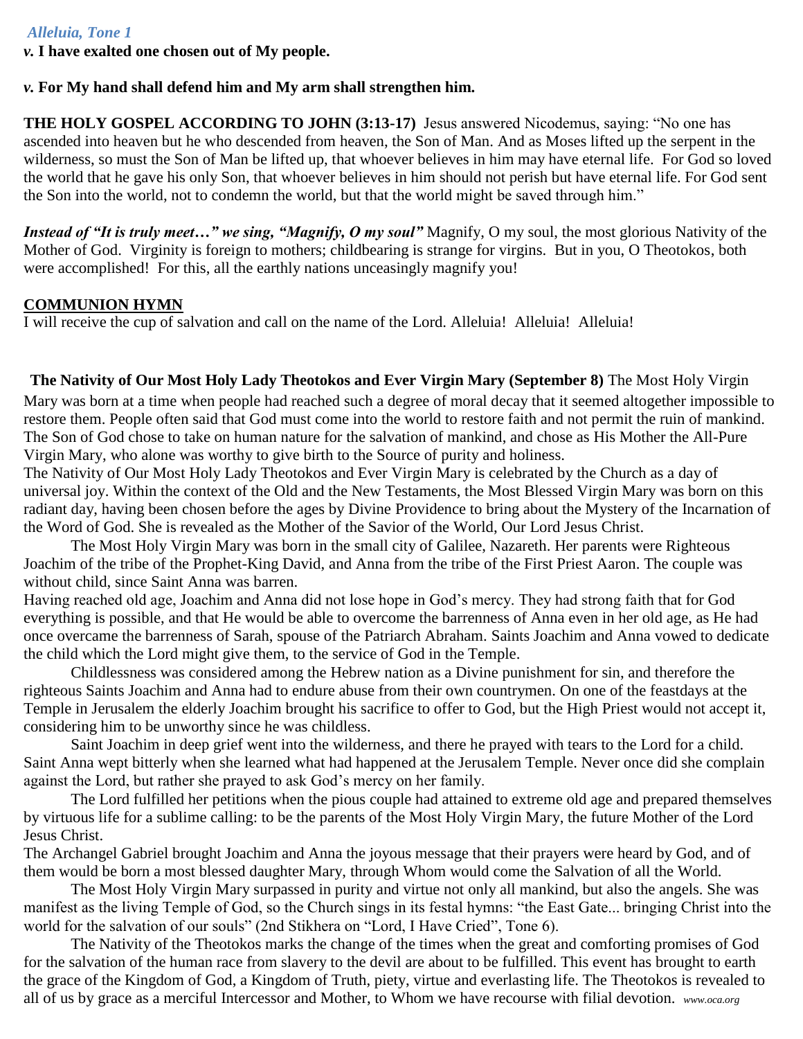*Alleluia, Tone 1*

***v.*** **I have exalted one chosen out of My people.**

***v.*** **For My hand shall defend him and My arm shall strengthen him.**

**THE HOLY GOSPEL ACCORDING TO JOHN (3:13-17)** Jesus answered Nicodemus, saying: "No one has ascended into heaven but he who descended from heaven, the Son of Man. And as Moses lifted up the serpent in the wilderness, so must the Son of Man be lifted up, that whoever believes in him may have eternal life. For God so loved the world that he gave his only Son, that whoever believes in him should not perish but have eternal life. For God sent the Son into the world, not to condemn the world, but that the world might be saved through him."

***Instead of "It is truly meet…" we sing, "Magnify, O my soul"*** Magnify, O my soul, the most glorious Nativity of the Mother of God. Virginity is foreign to mothers; childbearing is strange for virgins. But in you, O Theotokos, both were accomplished! For this, all the earthly nations unceasingly magnify you!

**COMMUNION HYMN**

I will receive the cup of salvation and call on the name of the Lord. Alleluia! Alleluia! Alleluia!

**The Nativity of Our Most Holy Lady Theotokos and Ever Virgin Mary (September 8)** The Most Holy Virgin Mary was born at a time when people had reached such a degree of moral decay that it seemed altogether impossible to restore them. People often said that God must come into the world to restore faith and not permit the ruin of mankind. The Son of God chose to take on human nature for the salvation of mankind, and chose as His Mother the All-Pure Virgin Mary, who alone was worthy to give birth to the Source of purity and holiness.

The Nativity of Our Most Holy Lady Theotokos and Ever Virgin Mary is celebrated by the Church as a day of universal joy. Within the context of the Old and the New Testaments, the Most Blessed Virgin Mary was born on this radiant day, having been chosen before the ages by Divine Providence to bring about the Mystery of the Incarnation of the Word of God. She is revealed as the Mother of the Savior of the World, Our Lord Jesus Christ.

The Most Holy Virgin Mary was born in the small city of Galilee, Nazareth. Her parents were Righteous Joachim of the tribe of the Prophet-King David, and Anna from the tribe of the First Priest Aaron. The couple was without child, since Saint Anna was barren.

Having reached old age, Joachim and Anna did not lose hope in God's mercy. They had strong faith that for God everything is possible, and that He would be able to overcome the barrenness of Anna even in her old age, as He had once overcame the barrenness of Sarah, spouse of the Patriarch Abraham. Saints Joachim and Anna vowed to dedicate the child which the Lord might give them, to the service of God in the Temple.

Childlessness was considered among the Hebrew nation as a Divine punishment for sin, and therefore the righteous Saints Joachim and Anna had to endure abuse from their own countrymen. On one of the feastdays at the Temple in Jerusalem the elderly Joachim brought his sacrifice to offer to God, but the High Priest would not accept it, considering him to be unworthy since he was childless.

Saint Joachim in deep grief went into the wilderness, and there he prayed with tears to the Lord for a child. Saint Anna wept bitterly when she learned what had happened at the Jerusalem Temple. Never once did she complain against the Lord, but rather she prayed to ask God's mercy on her family.

The Lord fulfilled her petitions when the pious couple had attained to extreme old age and prepared themselves by virtuous life for a sublime calling: to be the parents of the Most Holy Virgin Mary, the future Mother of the Lord Jesus Christ.

The Archangel Gabriel brought Joachim and Anna the joyous message that their prayers were heard by God, and of them would be born a most blessed daughter Mary, through Whom would come the Salvation of all the World.

The Most Holy Virgin Mary surpassed in purity and virtue not only all mankind, but also the angels. She was manifest as the living Temple of God, so the Church sings in its festal hymns: "the East Gate... bringing Christ into the world for the salvation of our souls" (2nd Stikhera on "Lord, I Have Cried", Tone 6).

The Nativity of the Theotokos marks the change of the times when the great and comforting promises of God for the salvation of the human race from slavery to the devil are about to be fulfilled. This event has brought to earth the grace of the Kingdom of God, a Kingdom of Truth, piety, virtue and everlasting life. The Theotokos is revealed to all of us by grace as a merciful Intercessor and Mother, to Whom we have recourse with filial devotion. *www.oca.org*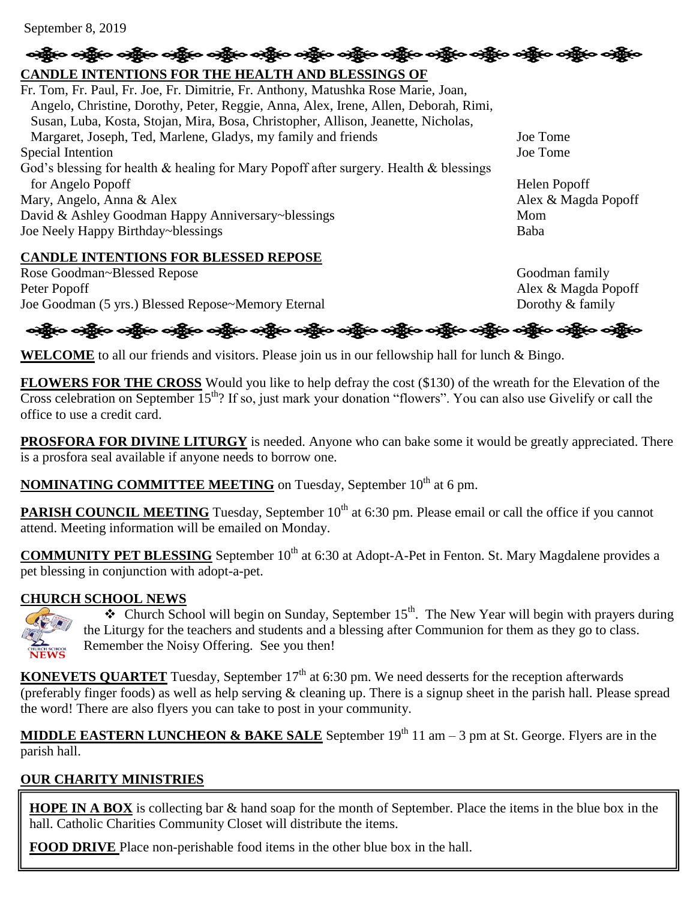September 8, 2019

## CANDLE INTENTIONS FOR THE HEALTH AND BLESSINGS OF

| Intention | From |
|---|---|
| Fr. Tom, Fr. Paul, Fr. Joe, Fr. Dimitrie, Fr. Anthony, Matushka Rose Marie, Joan, Angelo, Christine, Dorothy, Peter, Reggie, Anna, Alex, Irene, Allen, Deborah, Rimi, Susan, Luba, Kosta, Stojan, Mira, Bosa, Christopher, Allison, Jeanette, Nicholas, Margaret, Joseph, Ted, Marlene, Gladys, my family and friends | Joe Tome |
| Special Intention | Joe Tome |
| God's blessing for health & healing for Mary Popoff after surgery. Health & blessings for Angelo Popoff | Helen Popoff |
| Mary, Angelo, Anna & Alex | Alex & Magda Popoff |
| David & Ashley Goodman Happy Anniversary~blessings | Mom |
| Joe Neely Happy Birthday~blessings | Baba |

## CANDLE INTENTIONS FOR BLESSED REPOSE

| Intention | From |
|---|---|
| Rose Goodman~Blessed Repose | Goodman family |
| Peter Popoff | Alex & Magda Popoff |
| Joe Goodman (5 yrs.) Blessed Repose~Memory Eternal | Dorothy & family |

**WELCOME** to all our friends and visitors. Please join us in our fellowship hall for lunch & Bingo.

**FLOWERS FOR THE CROSS** Would you like to help defray the cost ($130) of the wreath for the Elevation of the Cross celebration on September 15th? If so, just mark your donation "flowers". You can also use Givelify or call the office to use a credit card.

**PROSFORA FOR DIVINE LITURGY** is needed. Anyone who can bake some it would be greatly appreciated. There is a prosfora seal available if anyone needs to borrow one.

**NOMINATING COMMITTEE MEETING** on Tuesday, September 10th at 6 pm.

**PARISH COUNCIL MEETING** Tuesday, September 10th at 6:30 pm. Please email or call the office if you cannot attend. Meeting information will be emailed on Monday.

**COMMUNITY PET BLESSING** September 10th at 6:30 at Adopt-A-Pet in Fenton. St. Mary Magdalene provides a pet blessing in conjunction with adopt-a-pet.

## CHURCH SCHOOL NEWS

- Church School will begin on Sunday, September 15th. The New Year will begin with prayers during the Liturgy for the teachers and students and a blessing after Communion for them as they go to class. Remember the Noisy Offering. See you then!

**KONEVETS QUARTET** Tuesday, September 17th at 6:30 pm. We need desserts for the reception afterwards (preferably finger foods) as well as help serving & cleaning up. There is a signup sheet in the parish hall. Please spread the word! There are also flyers you can take to post in your community.

**MIDDLE EASTERN LUNCHEON & BAKE SALE** September 19th 11 am – 3 pm at St. George. Flyers are in the parish hall.

## OUR CHARITY MINISTRIES

**HOPE IN A BOX** is collecting bar & hand soap for the month of September. Place the items in the blue box in the hall. Catholic Charities Community Closet will distribute the items.

**FOOD DRIVE** Place non-perishable food items in the other blue box in the hall.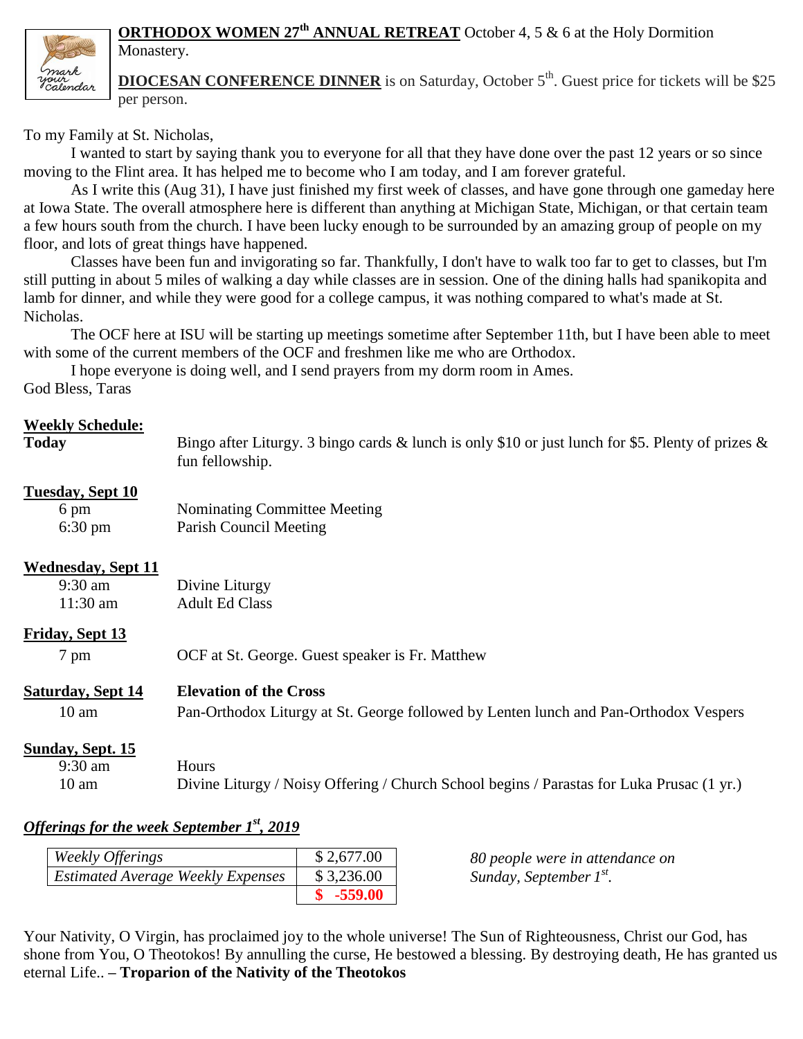**ORTHODOX WOMEN 27th ANNUAL RETREAT** October 4, 5 & 6 at the Holy Dormition Monastery.

**DIOCESAN CONFERENCE DINNER** is on Saturday, October 5th. Guest price for tickets will be $25 per person.

To my Family at St. Nicholas,

I wanted to start by saying thank you to everyone for all that they have done over the past 12 years or so since moving to the Flint area. It has helped me to become who I am today, and I am forever grateful.

As I write this (Aug 31), I have just finished my first week of classes, and have gone through one gameday here at Iowa State. The overall atmosphere here is different than anything at Michigan State, Michigan, or that certain team a few hours south from the church. I have been lucky enough to be surrounded by an amazing group of people on my floor, and lots of great things have happened.

Classes have been fun and invigorating so far. Thankfully, I don't have to walk too far to get to classes, but I'm still putting in about 5 miles of walking a day while classes are in session. One of the dining halls had spanikopita and lamb for dinner, and while they were good for a college campus, it was nothing compared to what's made at St. Nicholas.

The OCF here at ISU will be starting up meetings sometime after September 11th, but I have been able to meet with some of the current members of the OCF and freshmen like me who are Orthodox.

I hope everyone is doing well, and I send prayers from my dorm room in Ames.

God Bless, Taras

## Weekly Schedule:

**Today** — Bingo after Liturgy. 3 bingo cards & lunch is only $10 or just lunch for $5. Plenty of prizes & fun fellowship.

**Tuesday, Sept 10**
- 6 pm — Nominating Committee Meeting
- 6:30 pm — Parish Council Meeting

**Wednesday, Sept 11**
- 9:30 am — Divine Liturgy
- 11:30 am — Adult Ed Class

**Friday, Sept 13**
- 7 pm — OCF at St. George. Guest speaker is Fr. Matthew

**Saturday, Sept 14** — **Elevation of the Cross**
- 10 am — Pan-Orthodox Liturgy at St. George followed by Lenten lunch and Pan-Orthodox Vespers

**Sunday, Sept. 15**
- 9:30 am — Hours
- 10 am — Divine Liturgy / Noisy Offering / Church School begins / Parastas for Luka Prusac (1 yr.)

## *Offerings for the week September 1st, 2019*

| | |
|---|---|
| *Weekly Offerings* | $ 2,677.00 |
| *Estimated Average Weekly Expenses* | $ 3,236.00 |
| | **$ -559.00** |

*80 people were in attendance on Sunday, September 1st.*

Your Nativity, O Virgin, has proclaimed joy to the whole universe! The Sun of Righteousness, Christ our God, has shone from You, O Theotokos! By annulling the curse, He bestowed a blessing. By destroying death, He has granted us eternal Life.. – **Troparion of the Nativity of the Theotokos**